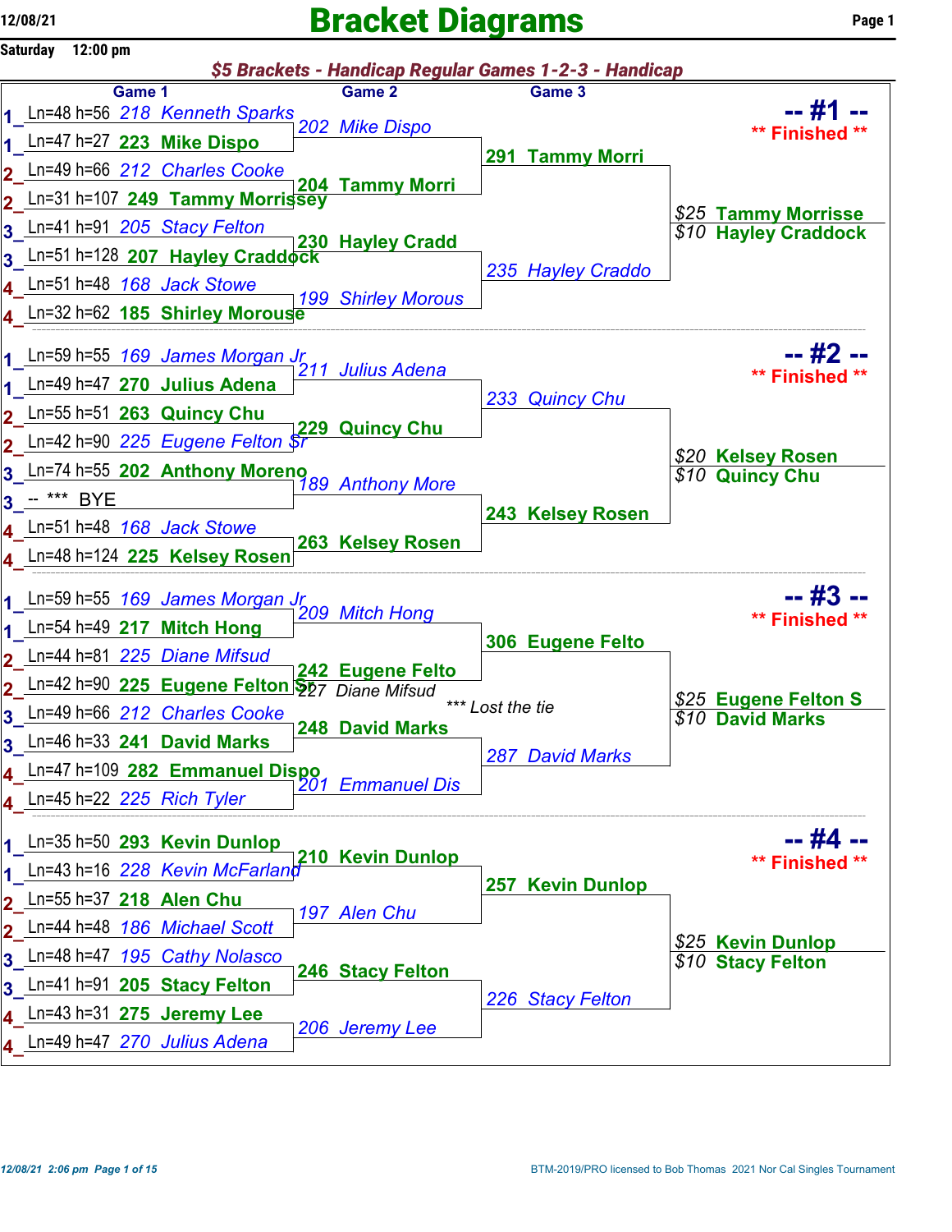# Bracket Diagrams

12/08/21

Saturday 12:00 pm

**$5 Brackets - Handicap Regular Games 1-2-3 - Handicap**

## -- #1 -- ** Finished **

| Game 1 | Game 2 | Game 3 | Result |
|---|---|---|---|
| 1 Ln=48 h=56 218 Kenneth Sparks | 202 Mike Dispo | 291 Tammy Morri | $25 Tammy Morrisse |
| 1 Ln=47 h=27 **223 Mike Dispo** | | | $10 Hayley Craddock |
| 2 Ln=49 h=66 212 Charles Cooke | **204 Tammy Morri** | | |
| 2 Ln=31 h=107 **249 Tammy Morrissey** | | | |
| 3 Ln=41 h=91 205 Stacy Felton | **230 Hayley Cradd** | 235 Hayley Craddo | |
| 3 Ln=51 h=128 **207 Hayley Craddock** | | | |
| 4 Ln=51 h=48 168 Jack Stowe | 199 Shirley Morous | | |
| 4 Ln=32 h=62 **185 Shirley Morouse** | | | |

## -- #2 -- ** Finished **

| Game 1 | Game 2 | Game 3 | Result |
|---|---|---|---|
| 1 Ln=59 h=55 169 James Morgan Jr | 211 Julius Adena | 233 Quincy Chu | $20 Kelsey Rosen |
| 1 Ln=49 h=47 **270 Julius Adena** | | | $10 Quincy Chu |
| 2 Ln=55 h=51 **263 Quincy Chu** | **229 Quincy Chu** | | |
| 2 Ln=42 h=90 225 Eugene Felton Sr | | | |
| 3 Ln=74 h=55 **202 Anthony Moreno** | 189 Anthony More | **243 Kelsey Rosen** | |
| 3 -- *** BYE | | | |
| 4 Ln=51 h=48 168 Jack Stowe | **263 Kelsey Rosen** | | |
| 4 Ln=48 h=124 **225 Kelsey Rosen** | | | |

## -- #3 -- ** Finished **

| Game 1 | Game 2 | Game 3 | Result |
|---|---|---|---|
| 1 Ln=59 h=55 169 James Morgan Jr | 209 Mitch Hong | **306 Eugene Felto** | $25 Eugene Felton S |
| 1 Ln=54 h=49 **217 Mitch Hong** | | | $10 David Marks |
| 2 Ln=44 h=81 225 Diane Mifsud | **242 Eugene Felto** | | |
| 2 Ln=42 h=90 **225 Eugene Felton Sr** | 227 Diane Mifsud *** Lost the tie | | |
| 3 Ln=49 h=66 212 Charles Cooke | **248 David Marks** | 287 David Marks | |
| 3 Ln=46 h=33 **241 David Marks** | | | |
| 4 Ln=47 h=109 **282 Emmanuel Dispo** | 201 Emmanuel Dis | | |
| 4 Ln=45 h=22 225 Rich Tyler | | | |

## -- #4 -- ** Finished **

| Game 1 | Game 2 | Game 3 | Result |
|---|---|---|---|
| 1 Ln=35 h=50 **293 Kevin Dunlop** | **210 Kevin Dunlop** | **257 Kevin Dunlop** | $25 Kevin Dunlop |
| 1 Ln=43 h=16 228 Kevin McFarland | | | $10 Stacy Felton |
| 2 Ln=55 h=37 **218 Alen Chu** | 197 Alen Chu | | |
| 2 Ln=44 h=48 186 Michael Scott | | | |
| 3 Ln=48 h=47 195 Cathy Nolasco | **246 Stacy Felton** | 226 Stacy Felton | |
| 3 Ln=41 h=91 **205 Stacy Felton** | | | |
| 4 Ln=43 h=31 **275 Jeremy Lee** | 206 Jeremy Lee | | |
| 4 Ln=49 h=47 270 Julius Adena | | | |

12/08/21 2:06 pm

BTM-2019/PRO licensed to Bob Thomas 2021 Nor Cal Singles Tournament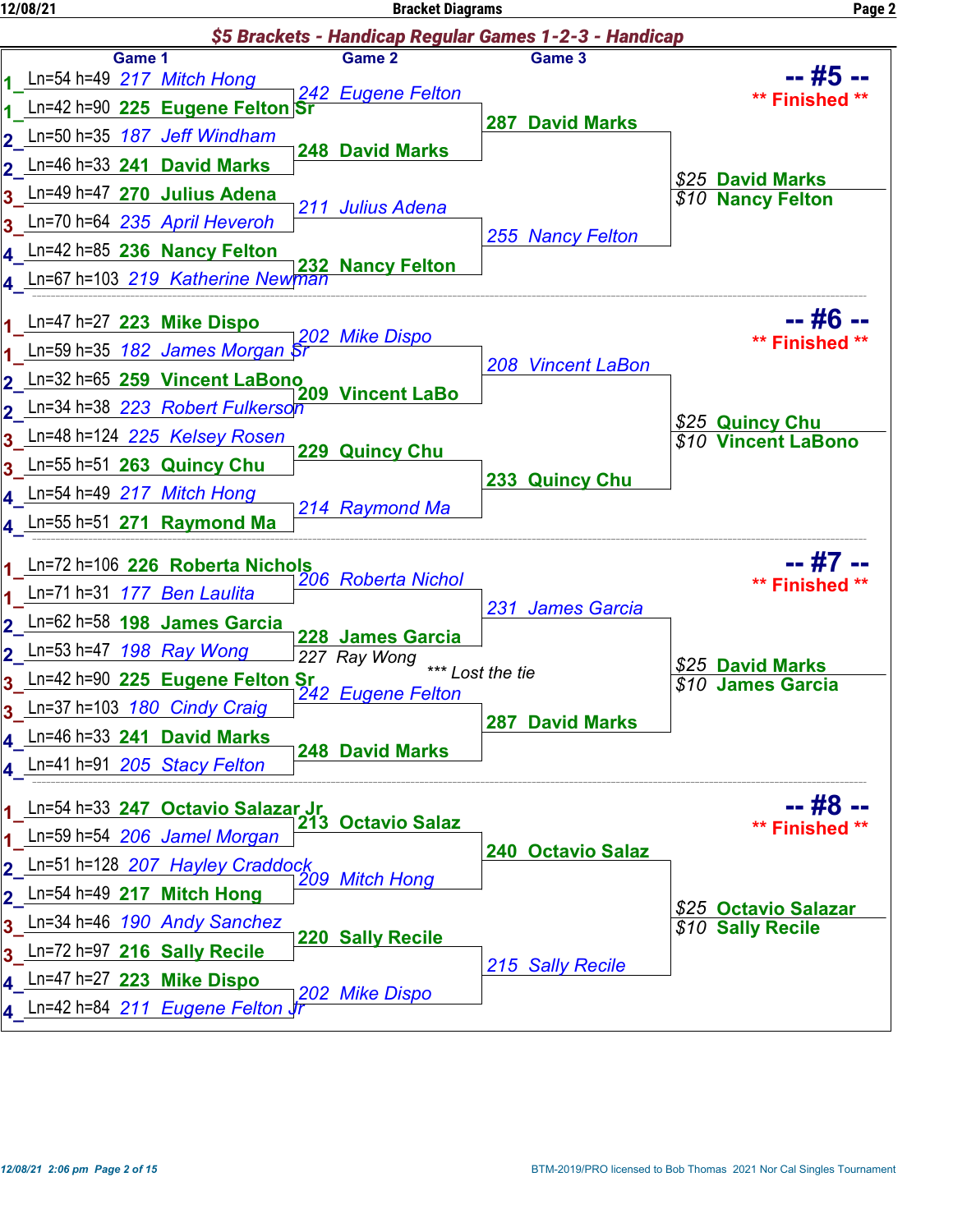## $5 Brackets - Handicap Regular Games 1-2-3 - Handicap

### -- #5 -- ** Finished **

| | Game 1 | Game 2 | Game 3 |
|---|---|---|---|
| 1 | Ln=54 h=49 217 Mitch Hong | 242 Eugene Felton | 287 David Marks |
| 1 | Ln=42 h=90 **225 Eugene Felton Sr** | | |
| 2 | Ln=50 h=35 187 Jeff Windham | **248 David Marks** | |
| 2 | Ln=46 h=33 **241 David Marks** | | |
| 3 | Ln=49 h=47 **270 Julius Adena** | 211 Julius Adena | 255 Nancy Felton |
| 3 | Ln=70 h=64 235 April Heveroh | | |
| 4 | Ln=42 h=85 **236 Nancy Felton** | **232 Nancy Felton** | |
| 4 | Ln=67 h=103 219 Katherine Newman | | |

$25 **David Marks**
$10 **Nancy Felton**

### -- #6 -- ** Finished **

| | Game 1 | Game 2 | Game 3 |
|---|---|---|---|
| 1 | Ln=47 h=27 **223 Mike Dispo** | 202 Mike Dispo | 208 Vincent LaBon |
| 1 | Ln=59 h=35 182 James Morgan Sr | | |
| 2 | Ln=32 h=65 **259 Vincent LaBono** | **209 Vincent LaBo** | |
| 2 | Ln=34 h=38 223 Robert Fulkerson | | |
| 3 | Ln=48 h=124 225 Kelsey Rosen | **229 Quincy Chu** | **233 Quincy Chu** |
| 3 | Ln=55 h=51 **263 Quincy Chu** | | |
| 4 | Ln=54 h=49 217 Mitch Hong | 214 Raymond Ma | |
| 4 | Ln=55 h=51 **271 Raymond Ma** | | |

$25 **Quincy Chu**
$10 **Vincent LaBono**

### -- #7 -- ** Finished **

| | Game 1 | Game 2 | Game 3 |
|---|---|---|---|
| 1 | Ln=72 h=106 **226 Roberta Nichols** | 206 Roberta Nichol | 231 James Garcia |
| 1 | Ln=71 h=31 177 Ben Laulita | | |
| 2 | Ln=62 h=58 **198 James Garcia** | **228 James Garcia** | |
| 2 | Ln=53 h=47 198 Ray Wong | 227 Ray Wong *** Lost the tie | |
| 3 | Ln=42 h=90 **225 Eugene Felton Sr** | 242 Eugene Felton | **287 David Marks** |
| 3 | Ln=37 h=103 180 Cindy Craig | | |
| 4 | Ln=46 h=33 **241 David Marks** | **248 David Marks** | |
| 4 | Ln=41 h=91 205 Stacy Felton | | |

$25 **David Marks**
$10 **James Garcia**

### -- #8 -- ** Finished **

| | Game 1 | Game 2 | Game 3 |
|---|---|---|---|
| 1 | Ln=54 h=33 **247 Octavio Salazar Jr** | **213 Octavio Salaz** | **240 Octavio Salaz** |
| 1 | Ln=59 h=54 206 Jamel Morgan | | |
| 2 | Ln=51 h=128 207 Hayley Craddock | 209 Mitch Hong | |
| 2 | Ln=54 h=49 **217 Mitch Hong** | | |
| 3 | Ln=34 h=46 190 Andy Sanchez | **220 Sally Recile** | 215 Sally Recile |
| 3 | Ln=72 h=97 **216 Sally Recile** | | |
| 4 | Ln=47 h=27 **223 Mike Dispo** | 202 Mike Dispo | |
| 4 | Ln=42 h=84 211 Eugene Felton Jr | | |

$25 **Octavio Salazar**
$10 **Sally Recile**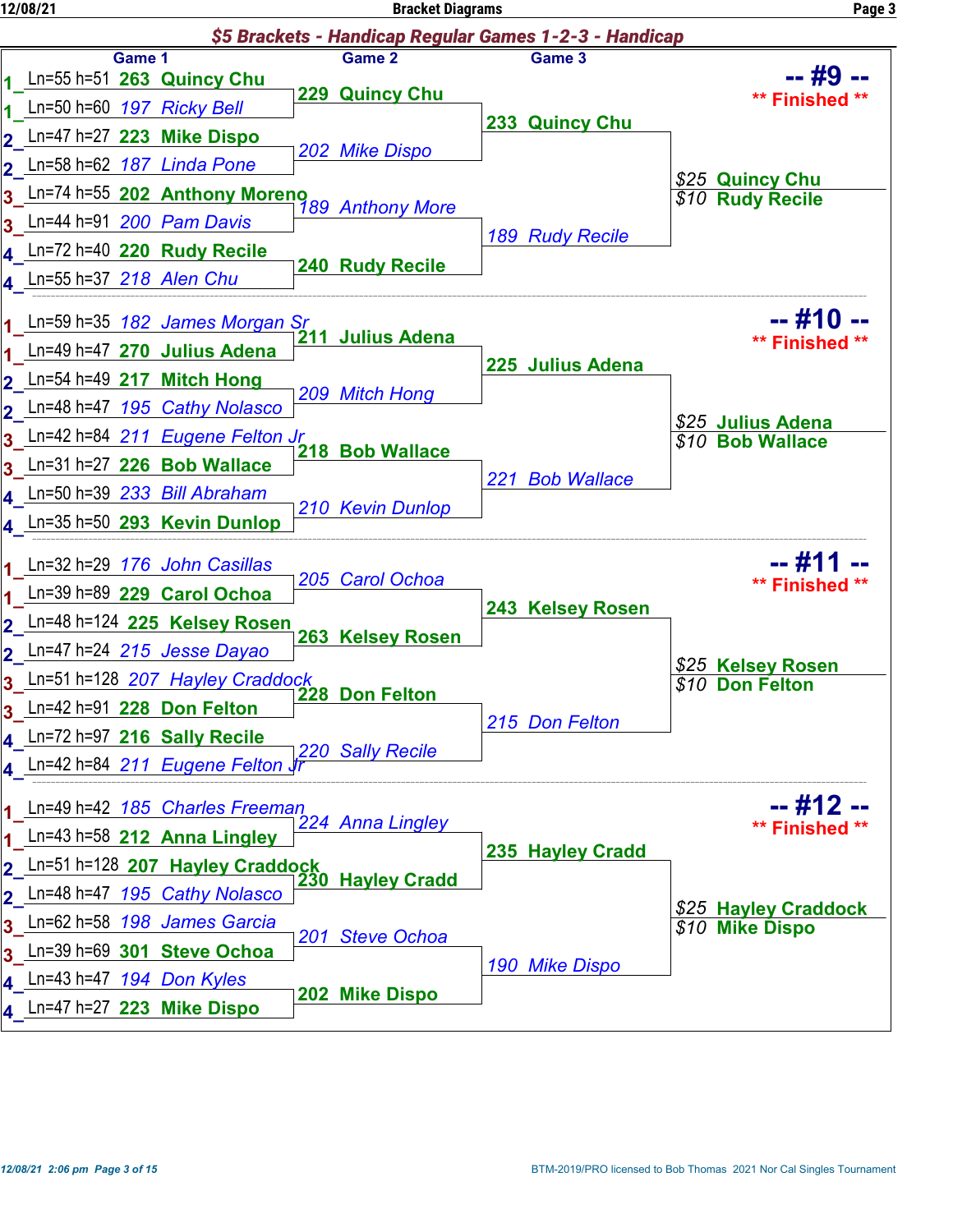## $5 Brackets - Handicap Regular Games 1-2-3 - Handicap

### -- #9 -- ** Finished **

| Game 1 | Game 2 | Game 3 | Result |
|---|---|---|---|
| 1_ Ln=55 h=51 **263 Quincy Chu** | **229 Quincy Chu** | **233 Quincy Chu** | $25 **Quincy Chu** |
| 1_ Ln=50 h=60 *197 Ricky Bell* | | | $10 **Rudy Recile** |
| 2_ Ln=47 h=27 **223 Mike Dispo** | *202 Mike Dispo* | | |
| 2_ Ln=58 h=62 *187 Linda Pone* | | | |
| 3_ Ln=74 h=55 **202 Anthony Moreno** | *189 Anthony More* | *189 Rudy Recile* | |
| 3_ Ln=44 h=91 *200 Pam Davis* | | | |
| 4_ Ln=72 h=40 **220 Rudy Recile** | **240 Rudy Recile** | | |
| 4_ Ln=55 h=37 *218 Alen Chu* | | | |

### -- #10 -- ** Finished **

| Game 1 | Game 2 | Game 3 | Result |
|---|---|---|---|
| 1_ Ln=59 h=35 *182 James Morgan Sr* | **211 Julius Adena** | **225 Julius Adena** | $25 **Julius Adena** |
| 1_ Ln=49 h=47 **270 Julius Adena** | | | $10 **Bob Wallace** |
| 2_ Ln=54 h=49 **217 Mitch Hong** | *209 Mitch Hong* | | |
| 2_ Ln=48 h=47 *195 Cathy Nolasco* | | | |
| 3_ Ln=42 h=84 *211 Eugene Felton Jr* | **218 Bob Wallace** | *221 Bob Wallace* | |
| 3_ Ln=31 h=27 **226 Bob Wallace** | | | |
| 4_ Ln=50 h=39 *233 Bill Abraham* | *210 Kevin Dunlop* | | |
| 4_ Ln=35 h=50 **293 Kevin Dunlop** | | | |

### -- #11 -- ** Finished **

| Game 1 | Game 2 | Game 3 | Result |
|---|---|---|---|
| 1_ Ln=32 h=29 *176 John Casillas* | *205 Carol Ochoa* | **243 Kelsey Rosen** | $25 **Kelsey Rosen** |
| 1_ Ln=39 h=89 **229 Carol Ochoa** | | | $10 **Don Felton** |
| 2_ Ln=48 h=124 **225 Kelsey Rosen** | **263 Kelsey Rosen** | | |
| 2_ Ln=47 h=24 *215 Jesse Dayao* | | | |
| 3_ Ln=51 h=128 *207 Hayley Craddock* | **228 Don Felton** | *215 Don Felton* | |
| 3_ Ln=42 h=91 **228 Don Felton** | | | |
| 4_ Ln=72 h=97 **216 Sally Recile** | *220 Sally Recile* | | |
| 4_ Ln=42 h=84 *211 Eugene Felton Jr* | | | |

### -- #12 -- ** Finished **

| Game 1 | Game 2 | Game 3 | Result |
|---|---|---|---|
| 1_ Ln=49 h=42 *185 Charles Freeman* | *224 Anna Lingley* | **235 Hayley Cradd** | $25 **Hayley Craddock** |
| 1_ Ln=43 h=58 **212 Anna Lingley** | | | $10 **Mike Dispo** |
| 2_ Ln=51 h=128 **207 Hayley Craddock** | **230 Hayley Cradd** | | |
| 2_ Ln=48 h=47 *195 Cathy Nolasco* | | | |
| 3_ Ln=62 h=58 *198 James Garcia* | *201 Steve Ochoa* | *190 Mike Dispo* | |
| 3_ Ln=39 h=69 **301 Steve Ochoa** | | | |
| 4_ Ln=43 h=47 *194 Don Kyles* | **202 Mike Dispo** | | |
| 4_ Ln=47 h=27 **223 Mike Dispo** | | | |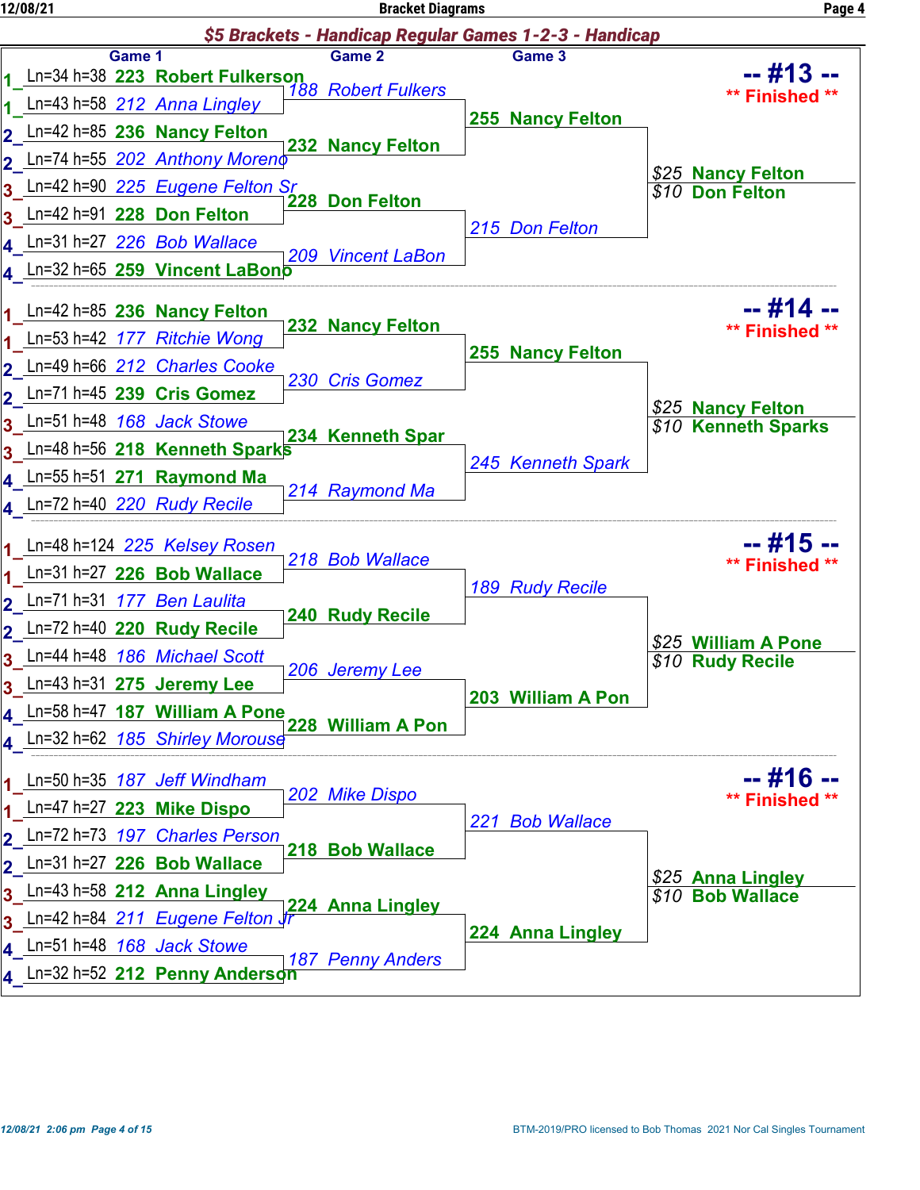## $5 Brackets - Handicap Regular Games 1-2-3 - Handicap

### -- #13 -- ** Finished **

| Lane | Game 1 | Game 2 | Game 3 | Result |
|---|---|---|---|---|
| 1 | Ln=34 h=38 **223 Robert Fulkerson** | *188 Robert Fulkers* | **255 Nancy Felton** | $25 **Nancy Felton** |
| 1 | Ln=43 h=58 *212 Anna Lingley* | | | $10 **Don Felton** |
| 2 | Ln=42 h=85 **236 Nancy Felton** | **232 Nancy Felton** | | |
| 2 | Ln=74 h=55 *202 Anthony Moreno* | | | |
| 3 | Ln=42 h=90 *225 Eugene Felton Sr* | **228 Don Felton** | *215 Don Felton* | |
| 3 | Ln=42 h=91 **228 Don Felton** | | | |
| 4 | Ln=31 h=27 *226 Bob Wallace* | *209 Vincent LaBon* | | |
| 4 | Ln=32 h=65 **259 Vincent LaBono** | | | |

### -- #14 -- ** Finished **

| Lane | Game 1 | Game 2 | Game 3 | Result |
|---|---|---|---|---|
| 1 | Ln=42 h=85 **236 Nancy Felton** | **232 Nancy Felton** | **255 Nancy Felton** | $25 **Nancy Felton** |
| 1 | Ln=53 h=42 *177 Ritchie Wong* | | | $10 **Kenneth Sparks** |
| 2 | Ln=49 h=66 *212 Charles Cooke* | *230 Cris Gomez* | | |
| 2 | Ln=71 h=45 **239 Cris Gomez** | | | |
| 3 | Ln=51 h=48 *168 Jack Stowe* | **234 Kenneth Spar** | *245 Kenneth Spark* | |
| 3 | Ln=48 h=56 **218 Kenneth Sparks** | | | |
| 4 | Ln=55 h=51 **271 Raymond Ma** | *214 Raymond Ma* | | |
| 4 | Ln=72 h=40 *220 Rudy Recile* | | | |

### -- #15 -- ** Finished **

| Lane | Game 1 | Game 2 | Game 3 | Result |
|---|---|---|---|---|
| 1 | Ln=48 h=124 *225 Kelsey Rosen* | *218 Bob Wallace* | *189 Rudy Recile* | $25 **William A Pone** |
| 1 | Ln=31 h=27 **226 Bob Wallace** | | | $10 **Rudy Recile** |
| 2 | Ln=71 h=31 *177 Ben Laulita* | **240 Rudy Recile** | | |
| 2 | Ln=72 h=40 **220 Rudy Recile** | | | |
| 3 | Ln=44 h=48 *186 Michael Scott* | *206 Jeremy Lee* | **203 William A Pon** | |
| 3 | Ln=43 h=31 **275 Jeremy Lee** | | | |
| 4 | Ln=58 h=47 **187 William A Pone** | **228 William A Pon** | | |
| 4 | Ln=32 h=62 *185 Shirley Morouse* | | | |

### -- #16 -- ** Finished **

| Lane | Game 1 | Game 2 | Game 3 | Result |
|---|---|---|---|---|
| 1 | Ln=50 h=35 *187 Jeff Windham* | *202 Mike Dispo* | *221 Bob Wallace* | $25 **Anna Lingley** |
| 1 | Ln=47 h=27 **223 Mike Dispo** | | | $10 **Bob Wallace** |
| 2 | Ln=72 h=73 *197 Charles Person* | **218 Bob Wallace** | | |
| 2 | Ln=31 h=27 **226 Bob Wallace** | | | |
| 3 | Ln=43 h=58 **212 Anna Lingley** | **224 Anna Lingley** | **224 Anna Lingley** | |
| 3 | Ln=42 h=84 *211 Eugene Felton Jr* | | | |
| 4 | Ln=51 h=48 *168 Jack Stowe* | *187 Penny Anders* | | |
| 4 | Ln=32 h=52 **212 Penny Anderson** | | | |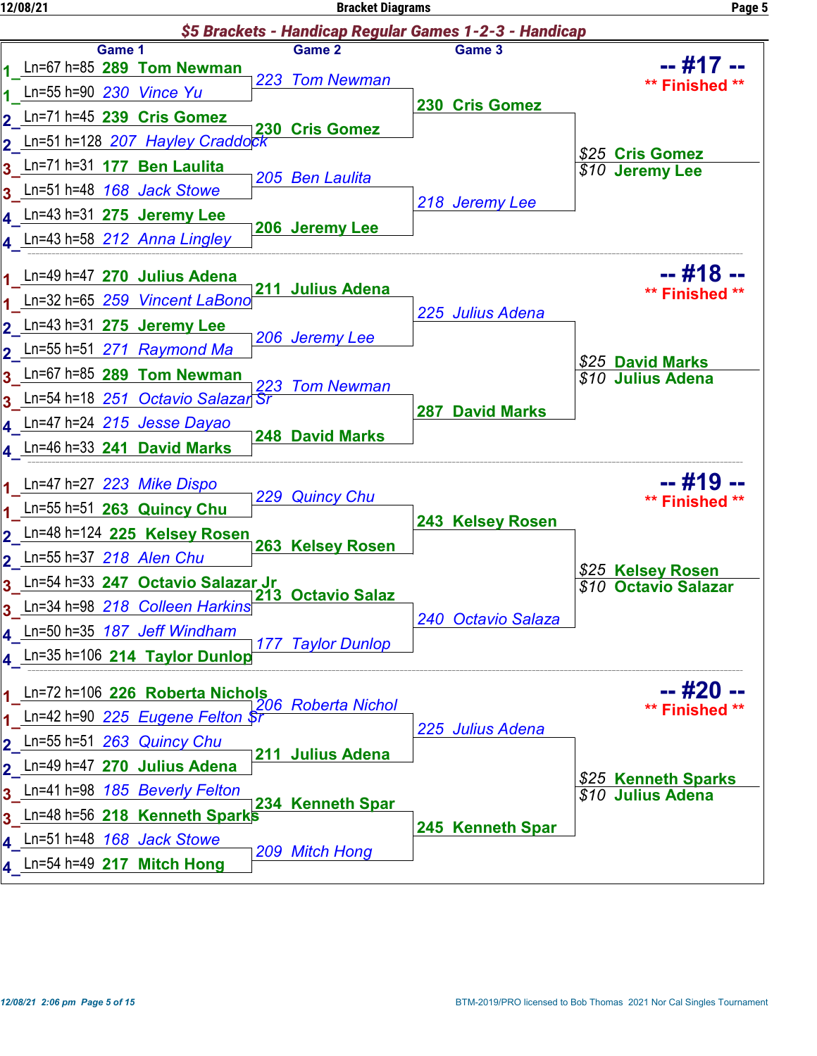## $5 Brackets - Handicap Regular Games 1-2-3 - Handicap

### -- #17 -- ** Finished **

| Pair | Game 1 | Game 2 | Game 3 | Winners |
|---|---|---|---|---|
| 1 | Ln=67 h=85 **289 Tom Newman** | 223 Tom Newman | 230 Cris Gomez | $25 Cris Gomez |
| 1 | Ln=55 h=90 230 Vince Yu | | | |
| 2 | Ln=71 h=45 **239 Cris Gomez** | **230 Cris Gomez** | | $10 Jeremy Lee |
| 2 | Ln=51 h=128 207 Hayley Craddock | | | |
| 3 | Ln=71 h=31 **177 Ben Laulita** | 205 Ben Laulita | 218 Jeremy Lee | |
| 3 | Ln=51 h=48 168 Jack Stowe | | | |
| 4 | Ln=43 h=31 **275 Jeremy Lee** | **206 Jeremy Lee** | | |
| 4 | Ln=43 h=58 212 Anna Lingley | | | |

### -- #18 -- ** Finished **

| Pair | Game 1 | Game 2 | Game 3 | Winners |
|---|---|---|---|---|
| 1 | Ln=49 h=47 **270 Julius Adena** | **211 Julius Adena** | 225 Julius Adena | $25 David Marks |
| 1 | Ln=32 h=65 259 Vincent LaBono | | | |
| 2 | Ln=43 h=31 **275 Jeremy Lee** | 206 Jeremy Lee | | $10 Julius Adena |
| 2 | Ln=55 h=51 271 Raymond Ma | | | |
| 3 | Ln=67 h=85 **289 Tom Newman** | 223 Tom Newman | **287 David Marks** | |
| 3 | Ln=54 h=18 251 Octavio Salazar Sr | | | |
| 4 | Ln=47 h=24 215 Jesse Dayao | **248 David Marks** | | |
| 4 | Ln=46 h=33 **241 David Marks** | | | |

### -- #19 -- ** Finished **

| Pair | Game 1 | Game 2 | Game 3 | Winners |
|---|---|---|---|---|
| 1 | Ln=47 h=27 223 Mike Dispo | 229 Quincy Chu | **243 Kelsey Rosen** | $25 Kelsey Rosen |
| 1 | Ln=55 h=51 **263 Quincy Chu** | | | |
| 2 | Ln=48 h=124 **225 Kelsey Rosen** | **263 Kelsey Rosen** | | $10 Octavio Salazar |
| 2 | Ln=55 h=37 218 Alen Chu | | | |
| 3 | Ln=54 h=33 **247 Octavio Salazar Jr** | **213 Octavio Salaz** | 240 Octavio Salaza | |
| 3 | Ln=34 h=98 218 Colleen Harkins | | | |
| 4 | Ln=50 h=35 187 Jeff Windham | 177 Taylor Dunlop | | |
| 4 | Ln=35 h=106 **214 Taylor Dunlop** | | | |

### -- #20 -- ** Finished **

| Pair | Game 1 | Game 2 | Game 3 | Winners |
|---|---|---|---|---|
| 1 | Ln=72 h=106 **226 Roberta Nichols** | 206 Roberta Nichol | 225 Julius Adena | $25 Kenneth Sparks |
| 1 | Ln=42 h=90 225 Eugene Felton Sr | | | |
| 2 | Ln=55 h=51 263 Quincy Chu | **211 Julius Adena** | | $10 Julius Adena |
| 2 | Ln=49 h=47 **270 Julius Adena** | | | |
| 3 | Ln=41 h=98 185 Beverly Felton | **234 Kenneth Spar** | **245 Kenneth Spar** | |
| 3 | Ln=48 h=56 **218 Kenneth Sparks** | | | |
| 4 | Ln=51 h=48 168 Jack Stowe | 209 Mitch Hong | | |
| 4 | Ln=54 h=49 **217 Mitch Hong** | | | |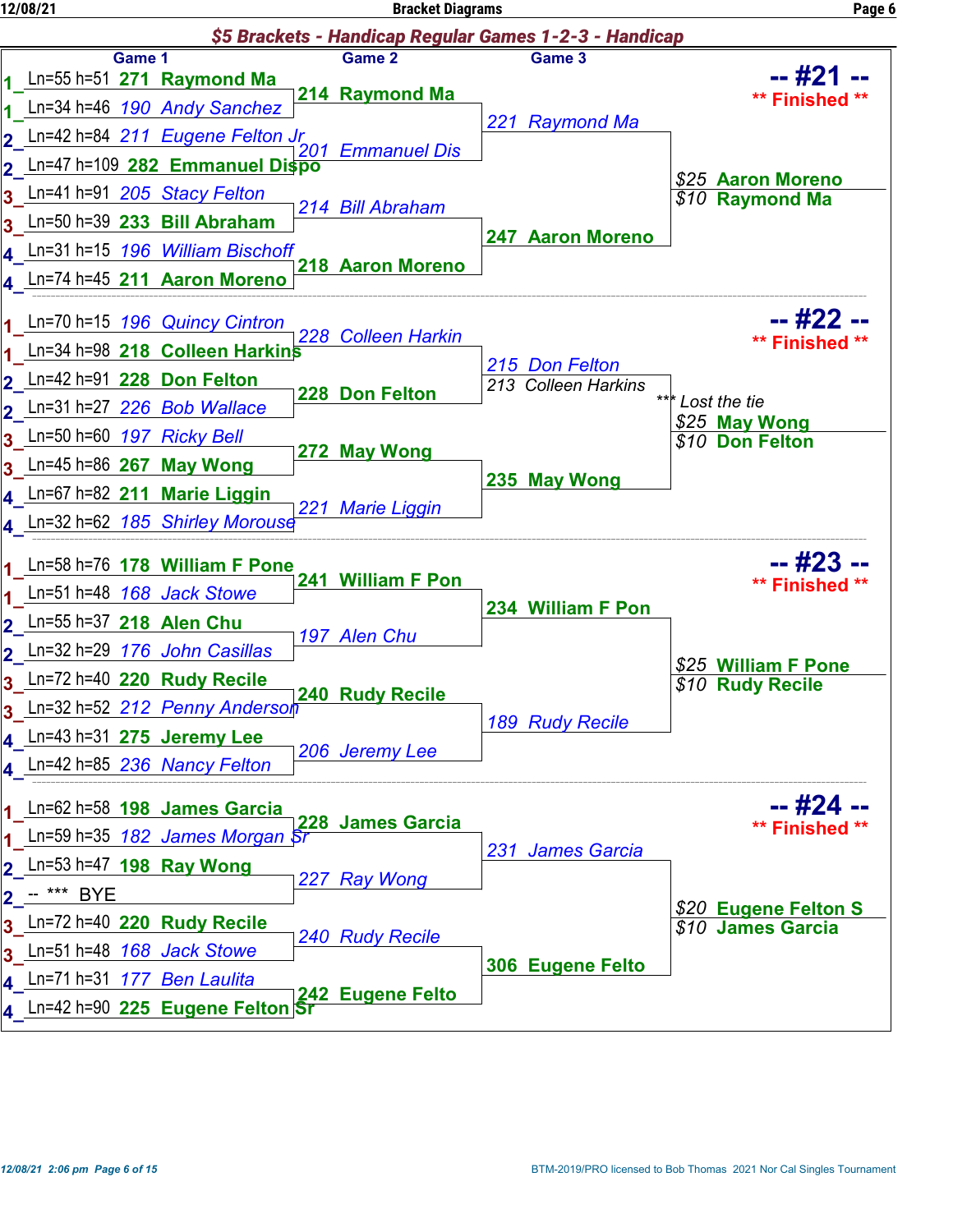## $5 Brackets - Handicap Regular Games 1-2-3 - Handicap

### -- #21 -- ** Finished **

| Pair | Game 1 | Game 2 | Game 3 | Result |
|---|---|---|---|---|
| 1 | Ln=55 h=51 **271 Raymond Ma** | **214 Raymond Ma** | *221 Raymond Ma* | $25 **Aaron Moreno** |
| 1 | Ln=34 h=46 *190 Andy Sanchez* | | | $10 **Raymond Ma** |
| 2 | Ln=42 h=84 *211 Eugene Felton Jr* | *201 Emmanuel Dis* | | |
| 2 | Ln=47 h=109 **282 Emmanuel Dispo** | | | |
| 3 | Ln=41 h=91 *205 Stacy Felton* | *214 Bill Abraham* | **247 Aaron Moreno** | |
| 3 | Ln=50 h=39 **233 Bill Abraham** | | | |
| 4 | Ln=31 h=15 *196 William Bischoff* | **218 Aaron Moreno** | | |
| 4 | Ln=74 h=45 **211 Aaron Moreno** | | | |

### -- #22 -- ** Finished **

| Pair | Game 1 | Game 2 | Game 3 | Result |
|---|---|---|---|---|
| 1 | Ln=70 h=15 *196 Quincy Cintron* | *228 Colleen Harkin* | *215 Don Felton* | *** Lost the tie |
| 1 | Ln=34 h=98 **218 Colleen Harkins** | | 213 Colleen Harkins | $25 **May Wong** |
| 2 | Ln=42 h=91 **228 Don Felton** | **228 Don Felton** | | $10 **Don Felton** |
| 2 | Ln=31 h=27 *226 Bob Wallace* | | | |
| 3 | Ln=50 h=60 *197 Ricky Bell* | **272 May Wong** | **235 May Wong** | |
| 3 | Ln=45 h=86 **267 May Wong** | | | |
| 4 | Ln=67 h=82 **211 Marie Liggin** | *221 Marie Liggin* | | |
| 4 | Ln=32 h=62 *185 Shirley Morouse* | | | |

### -- #23 -- ** Finished **

| Pair | Game 1 | Game 2 | Game 3 | Result |
|---|---|---|---|---|
| 1 | Ln=58 h=76 **178 William F Pone** | **241 William F Pon** | **234 William F Pon** | $25 **William F Pone** |
| 1 | Ln=51 h=48 *168 Jack Stowe* | | | $10 **Rudy Recile** |
| 2 | Ln=55 h=37 **218 Alen Chu** | *197 Alen Chu* | | |
| 2 | Ln=32 h=29 *176 John Casillas* | | | |
| 3 | Ln=72 h=40 **220 Rudy Recile** | **240 Rudy Recile** | *189 Rudy Recile* | |
| 3 | Ln=32 h=52 *212 Penny Anderson* | | | |
| 4 | Ln=43 h=31 **275 Jeremy Lee** | *206 Jeremy Lee* | | |
| 4 | Ln=42 h=85 *236 Nancy Felton* | | | |

### -- #24 -- ** Finished **

| Pair | Game 1 | Game 2 | Game 3 | Result |
|---|---|---|---|---|
| 1 | Ln=62 h=58 **198 James Garcia** | **228 James Garcia** | *231 James Garcia* | $20 **Eugene Felton S** |
| 1 | Ln=59 h=35 *182 James Morgan Sr* | | | $10 **James Garcia** |
| 2 | Ln=53 h=47 **198 Ray Wong** | *227 Ray Wong* | | |
| 2 | -- *** BYE | | | |
| 3 | Ln=72 h=40 **220 Rudy Recile** | *240 Rudy Recile* | **306 Eugene Felto** | |
| 3 | Ln=51 h=48 *168 Jack Stowe* | | | |
| 4 | Ln=71 h=31 *177 Ben Laulita* | **242 Eugene Felto** | | |
| 4 | Ln=42 h=90 **225 Eugene Felton Sr** | | | |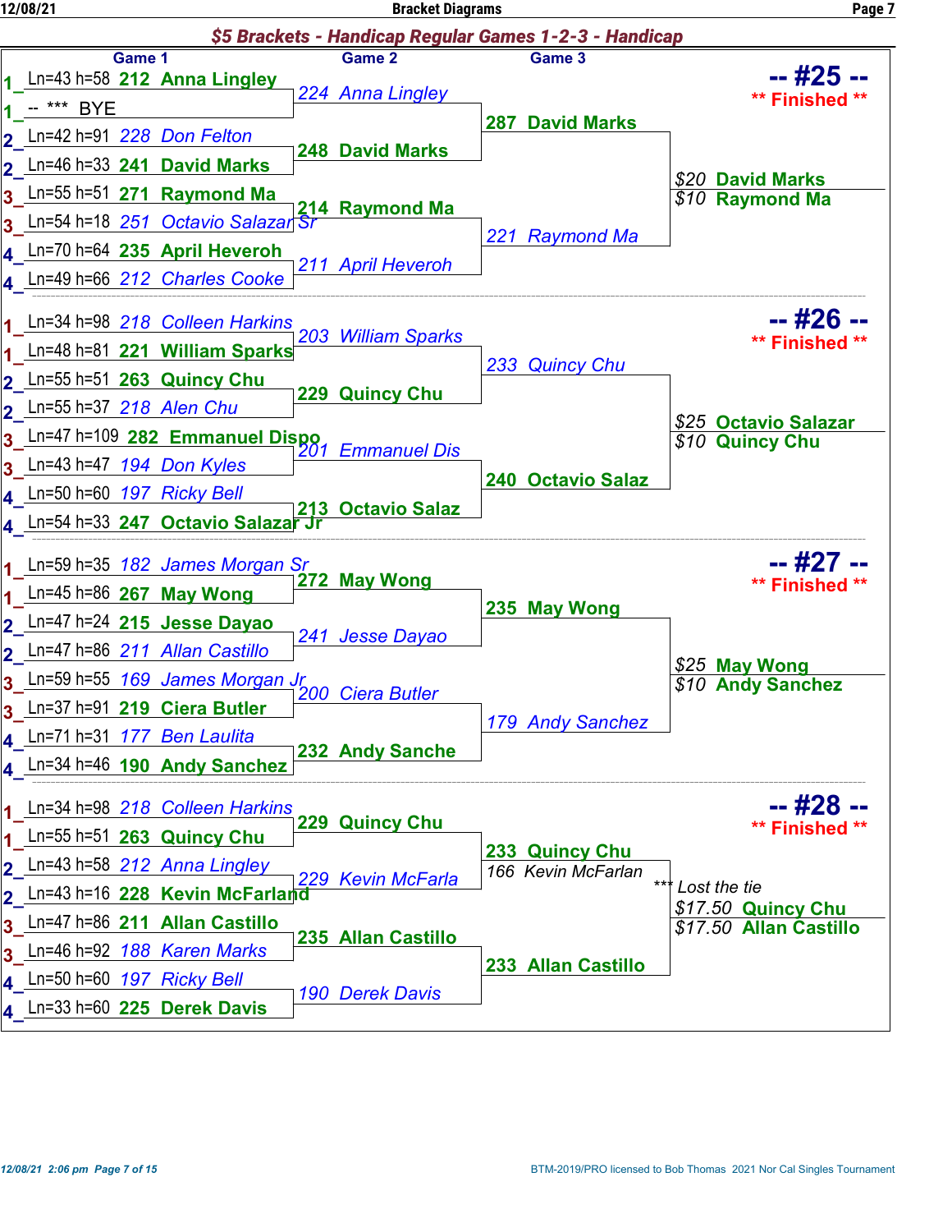## $5 Brackets - Handicap Regular Games 1-2-3 - Handicap

### -- #25 -- ** Finished **

| Game 1 | Game 2 | Game 3 | Result |
|---|---|---|---|
| 1_ Ln=43 h=58 **212 Anna Lingley** | *224 Anna Lingley* | **287 David Marks** | $20 **David Marks** |
| 1_ -- *** BYE | | | $10 **Raymond Ma** |
| 2_ Ln=42 h=91 *228 Don Felton* | **248 David Marks** | | |
| 2_ Ln=46 h=33 **241 David Marks** | | | |
| 3_ Ln=55 h=51 **271 Raymond Ma** | **214 Raymond Ma** | *221 Raymond Ma* | |
| 3_ Ln=54 h=18 *251 Octavio Salazar Sr* | | | |
| 4_ Ln=70 h=64 **235 April Heveroh** | *211 April Heveroh* | | |
| 4_ Ln=49 h=66 *212 Charles Cooke* | | | |

### -- #26 -- ** Finished **

| Game 1 | Game 2 | Game 3 | Result |
|---|---|---|---|
| 1_ Ln=34 h=98 *218 Colleen Harkins* | *203 William Sparks* | *233 Quincy Chu* | $25 **Octavio Salazar** |
| 1_ Ln=48 h=81 **221 William Sparks** | | | $10 **Quincy Chu** |
| 2_ Ln=55 h=51 **263 Quincy Chu** | **229 Quincy Chu** | | |
| 2_ Ln=55 h=37 *218 Alen Chu* | | | |
| 3_ Ln=47 h=109 **282 Emmanuel Dispo** | *201 Emmanuel Dis* | **240 Octavio Salaz** | |
| 3_ Ln=43 h=47 *194 Don Kyles* | | | |
| 4_ Ln=50 h=60 *197 Ricky Bell* | **213 Octavio Salaz** | | |
| 4_ Ln=54 h=33 **247 Octavio Salazar Jr** | | | |

### -- #27 -- ** Finished **

| Game 1 | Game 2 | Game 3 | Result |
|---|---|---|---|
| 1_ Ln=59 h=35 *182 James Morgan Sr* | **272 May Wong** | **235 May Wong** | $25 **May Wong** |
| 1_ Ln=45 h=86 **267 May Wong** | | | $10 **Andy Sanchez** |
| 2_ Ln=47 h=24 **215 Jesse Dayao** | *241 Jesse Dayao* | | |
| 2_ Ln=47 h=86 *211 Allan Castillo* | | | |
| 3_ Ln=59 h=55 *169 James Morgan Jr* | *200 Ciera Butler* | *179 Andy Sanchez* | |
| 3_ Ln=37 h=91 **219 Ciera Butler** | | | |
| 4_ Ln=71 h=31 *177 Ben Laulita* | **232 Andy Sanche** | | |
| 4_ Ln=34 h=46 **190 Andy Sanchez** | | | |

### -- #28 -- ** Finished **

| Game 1 | Game 2 | Game 3 | Result |
|---|---|---|---|
| 1_ Ln=34 h=98 *218 Colleen Harkins* | **229 Quincy Chu** | **233 Quincy Chu** / 166 Kevin McFarlan | *** *Lost the tie* |
| 1_ Ln=55 h=51 **263 Quincy Chu** | | | $17.50 **Quincy Chu** |
| 2_ Ln=43 h=58 *212 Anna Lingley* | *229 Kevin McFarla* | | $17.50 **Allan Castillo** |
| 2_ Ln=43 h=16 **228 Kevin McFarland** | | | |
| 3_ Ln=47 h=86 **211 Allan Castillo** | **235 Allan Castillo** | **233 Allan Castillo** | |
| 3_ Ln=46 h=92 *188 Karen Marks* | | | |
| 4_ Ln=50 h=60 *197 Ricky Bell* | *190 Derek Davis* | | |
| 4_ Ln=33 h=60 **225 Derek Davis** | | | |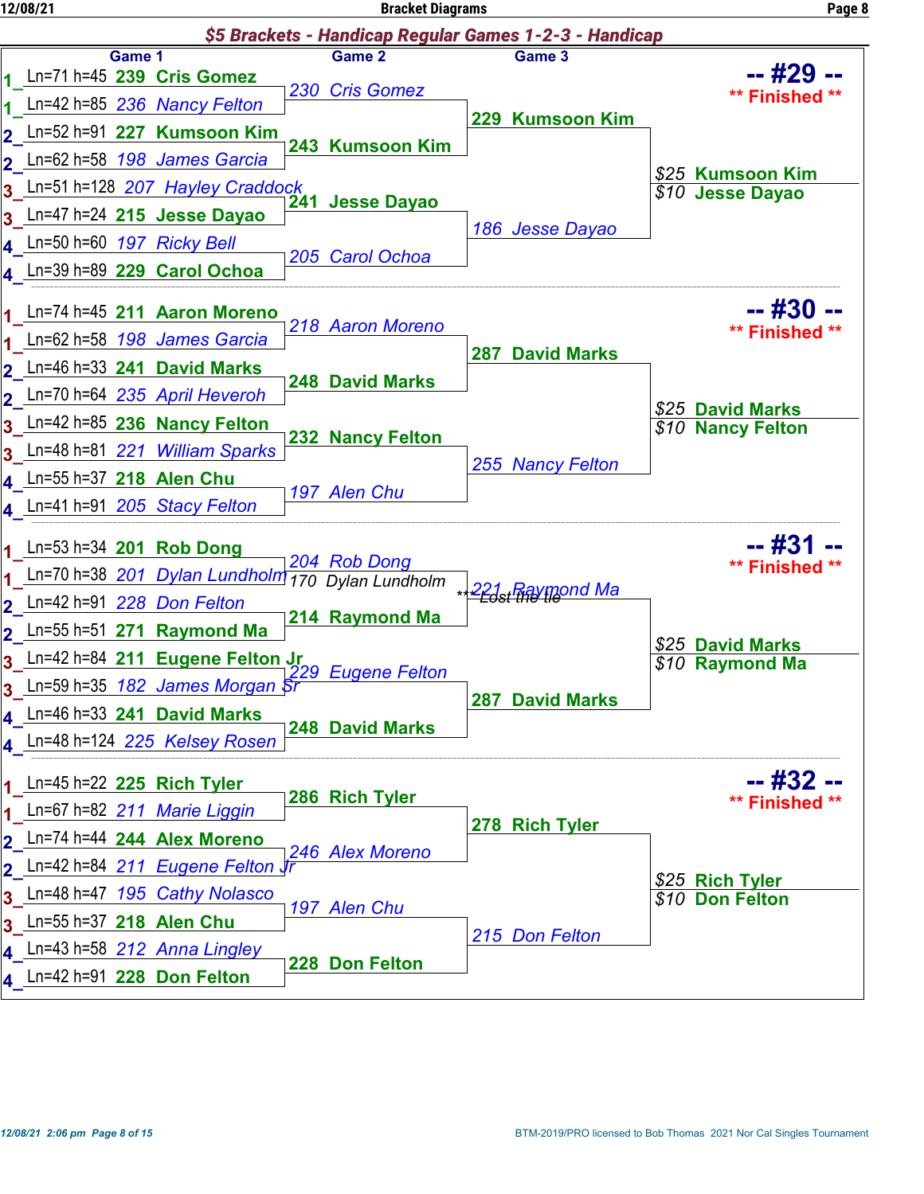## $5 Brackets - Handicap Regular Games 1-2-3 - Handicap

### -- #29 -- ** Finished **

| Game 1 | Game 2 | Game 3 | |
|---|---|---|---|
| 1 Ln=71 h=45 **239 Cris Gomez** | *230 Cris Gomez* | **229 Kumsoon Kim** | *$25* **Kumsoon Kim** |
| 1 Ln=42 h=85 *236 Nancy Felton* | | | *$10* **Jesse Dayao** |
| 2 Ln=52 h=91 **227 Kumsoon Kim** | **243 Kumsoon Kim** | | |
| 2 Ln=62 h=58 *198 James Garcia* | | | |
| 3 Ln=51 h=128 *207 Hayley Craddock* | **241 Jesse Dayao** | *186 Jesse Dayao* | |
| 3 Ln=47 h=24 **215 Jesse Dayao** | | | |
| 4 Ln=50 h=60 *197 Ricky Bell* | *205 Carol Ochoa* | | |
| 4 Ln=39 h=89 **229 Carol Ochoa** | | | |

### -- #30 -- ** Finished **

| Game 1 | Game 2 | Game 3 | |
|---|---|---|---|
| 1 Ln=74 h=45 **211 Aaron Moreno** | *218 Aaron Moreno* | **287 David Marks** | *$25* **David Marks** |
| 1 Ln=62 h=58 *198 James Garcia* | | | *$10* **Nancy Felton** |
| 2 Ln=46 h=33 **241 David Marks** | **248 David Marks** | | |
| 2 Ln=70 h=64 *235 April Heveroh* | | | |
| 3 Ln=42 h=85 **236 Nancy Felton** | **232 Nancy Felton** | *255 Nancy Felton* | |
| 3 Ln=48 h=81 *221 William Sparks* | | | |
| 4 Ln=55 h=37 **218 Alen Chu** | *197 Alen Chu* | | |
| 4 Ln=41 h=91 *205 Stacy Felton* | | | |

### -- #31 -- ** Finished **

| Game 1 | Game 2 | Game 3 | |
|---|---|---|---|
| 1 Ln=53 h=34 **201 Rob Dong** | *204 Rob Dong* | *221 Raymond Ma* *** Lost the tie | *$25* **David Marks** |
| 1 Ln=70 h=38 *201 Dylan Lundholm* | 170 Dylan Lundholm | | *$10* **Raymond Ma** |
| 2 Ln=42 h=91 *228 Don Felton* | **214 Raymond Ma** | | |
| 2 Ln=55 h=51 **271 Raymond Ma** | | | |
| 3 Ln=42 h=84 **211 Eugene Felton Jr** | *229 Eugene Felton* | **287 David Marks** | |
| 3 Ln=59 h=35 *182 James Morgan Sr* | | | |
| 4 Ln=46 h=33 **241 David Marks** | **248 David Marks** | | |
| 4 Ln=48 h=124 *225 Kelsey Rosen* | | | |

### -- #32 -- ** Finished **

| Game 1 | Game 2 | Game 3 | |
|---|---|---|---|
| 1 Ln=45 h=22 **225 Rich Tyler** | **286 Rich Tyler** | **278 Rich Tyler** | *$25* **Rich Tyler** |
| 1 Ln=67 h=82 *211 Marie Liggin* | | | *$10* **Don Felton** |
| 2 Ln=74 h=44 **244 Alex Moreno** | *246 Alex Moreno* | | |
| 2 Ln=42 h=84 *211 Eugene Felton Jr* | | | |
| 3 Ln=48 h=47 *195 Cathy Nolasco* | *197 Alen Chu* | *215 Don Felton* | |
| 3 Ln=55 h=37 **218 Alen Chu** | | | |
| 4 Ln=43 h=58 *212 Anna Lingley* | **228 Don Felton** | | |
| 4 Ln=42 h=91 **228 Don Felton** | | | |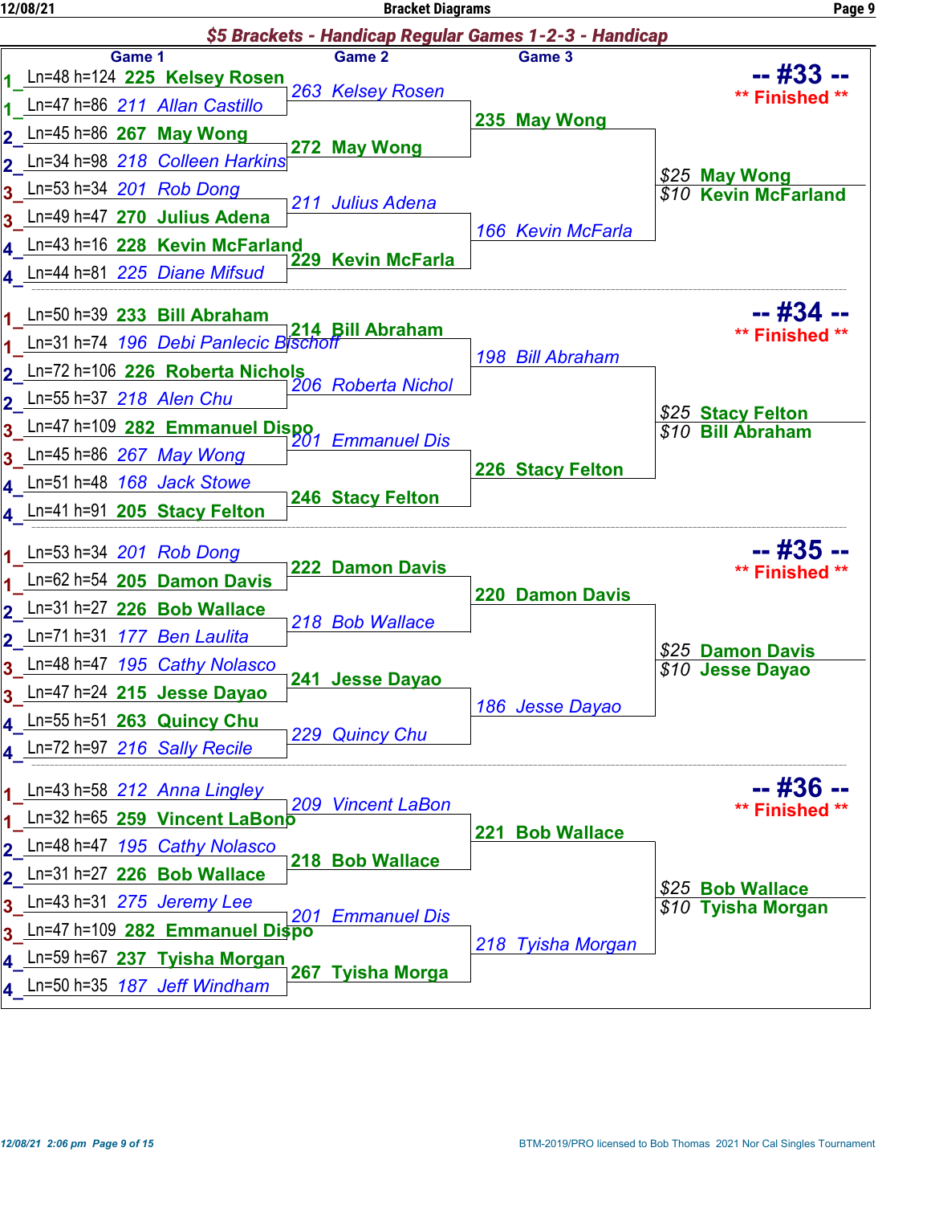## $5 Brackets - Handicap Regular Games 1-2-3 - Handicap

### -- #33 -- ** Finished **

| Pair | Game 1 | Game 2 | Game 3 | Result |
|---|---|---|---|---|
| 1 | Ln=48 h=124 **225 Kelsey Rosen** | *263 Kelsey Rosen* | **235 May Wong** | $25 **May Wong** |
| 1 | Ln=47 h=86 *211 Allan Castillo* | | | $10 **Kevin McFarland** |
| 2 | Ln=45 h=86 **267 May Wong** | **272 May Wong** | | |
| 2 | Ln=34 h=98 *218 Colleen Harkins* | | | |
| 3 | Ln=53 h=34 *201 Rob Dong* | *211 Julius Adena* | *166 Kevin McFarla* | |
| 3 | Ln=49 h=47 **270 Julius Adena** | | | |
| 4 | Ln=43 h=16 **228 Kevin McFarland** | **229 Kevin McFarla** | | |
| 4 | Ln=44 h=81 *225 Diane Mifsud* | | | |

### -- #34 -- ** Finished **

| Pair | Game 1 | Game 2 | Game 3 | Result |
|---|---|---|---|---|
| 1 | Ln=50 h=39 **233 Bill Abraham** | **214 Bill Abraham** | *198 Bill Abraham* | $25 **Stacy Felton** |
| 1 | Ln=31 h=74 *196 Debi Panlecic Bischoff* | | | $10 **Bill Abraham** |
| 2 | Ln=72 h=106 **226 Roberta Nichols** | *206 Roberta Nichol* | | |
| 2 | Ln=55 h=37 *218 Alen Chu* | | | |
| 3 | Ln=47 h=109 **282 Emmanuel Dispo** | *201 Emmanuel Dis* | **226 Stacy Felton** | |
| 3 | Ln=45 h=86 *267 May Wong* | | | |
| 4 | Ln=51 h=48 *168 Jack Stowe* | **246 Stacy Felton** | | |
| 4 | Ln=41 h=91 **205 Stacy Felton** | | | |

### -- #35 -- ** Finished **

| Pair | Game 1 | Game 2 | Game 3 | Result |
|---|---|---|---|---|
| 1 | Ln=53 h=34 *201 Rob Dong* | **222 Damon Davis** | **220 Damon Davis** | $25 **Damon Davis** |
| 1 | Ln=62 h=54 **205 Damon Davis** | | | $10 **Jesse Dayao** |
| 2 | Ln=31 h=27 **226 Bob Wallace** | *218 Bob Wallace* | | |
| 2 | Ln=71 h=31 *177 Ben Laulita* | | | |
| 3 | Ln=48 h=47 *195 Cathy Nolasco* | **241 Jesse Dayao** | *186 Jesse Dayao* | |
| 3 | Ln=47 h=24 **215 Jesse Dayao** | | | |
| 4 | Ln=55 h=51 **263 Quincy Chu** | *229 Quincy Chu* | | |
| 4 | Ln=72 h=97 *216 Sally Recile* | | | |

### -- #36 -- ** Finished **

| Pair | Game 1 | Game 2 | Game 3 | Result |
|---|---|---|---|---|
| 1 | Ln=43 h=58 *212 Anna Lingley* | *209 Vincent LaBon* | **221 Bob Wallace** | $25 **Bob Wallace** |
| 1 | Ln=32 h=65 **259 Vincent LaBono** | | | $10 **Tyisha Morgan** |
| 2 | Ln=48 h=47 *195 Cathy Nolasco* | **218 Bob Wallace** | | |
| 2 | Ln=31 h=27 **226 Bob Wallace** | | | |
| 3 | Ln=43 h=31 *275 Jeremy Lee* | *201 Emmanuel Dis* | *218 Tyisha Morgan* | |
| 3 | Ln=47 h=109 **282 Emmanuel Dispo** | | | |
| 4 | Ln=59 h=67 **237 Tyisha Morgan** | **267 Tyisha Morga** | | |
| 4 | Ln=50 h=35 *187 Jeff Windham* | | | |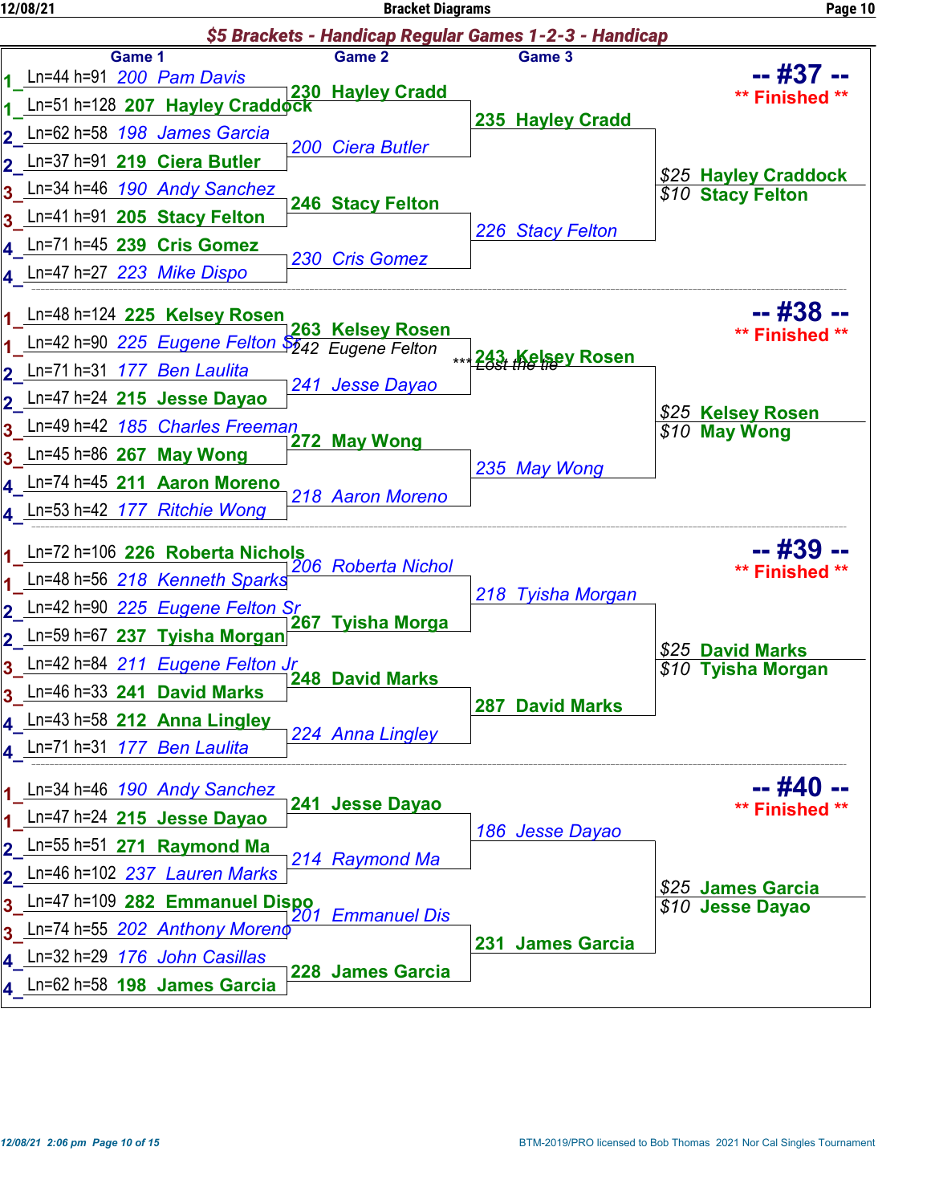## $5 Brackets - Handicap Regular Games 1-2-3 - Handicap

### -- #37 -- ** Finished **

| Pair | Game 1 | Game 2 | Game 3 | Result |
|---|---|---|---|---|
| 1 | Ln=44 h=91 200 Pam Davis | 230 Hayley Cradd | 235 Hayley Cradd | $25 Hayley Craddock |
| 1 | Ln=51 h=128 207 Hayley Craddock | | | |
| 2 | Ln=62 h=58 198 James Garcia | 200 Ciera Butler | | |
| 2 | Ln=37 h=91 219 Ciera Butler | | | |
| 3 | Ln=34 h=46 190 Andy Sanchez | 246 Stacy Felton | 226 Stacy Felton | $10 Stacy Felton |
| 3 | Ln=41 h=91 205 Stacy Felton | | | |
| 4 | Ln=71 h=45 239 Cris Gomez | 230 Cris Gomez | | |
| 4 | Ln=47 h=27 223 Mike Dispo | | | |

### -- #38 -- ** Finished **

| Pair | Game 1 | Game 2 | Game 3 | Result |
|---|---|---|---|---|
| 1 | Ln=48 h=124 225 Kelsey Rosen | 263 Kelsey Rosen | 243 Kelsey Rosen | $25 Kelsey Rosen |
| 1 | Ln=42 h=90 225 Eugene Felton Sr | 242 Eugene Felton *** Lost the tie | | |
| 2 | Ln=71 h=31 177 Ben Laulita | 241 Jesse Dayao | | |
| 2 | Ln=47 h=24 215 Jesse Dayao | | | |
| 3 | Ln=49 h=42 185 Charles Freeman | 272 May Wong | 235 May Wong | $10 May Wong |
| 3 | Ln=45 h=86 267 May Wong | | | |
| 4 | Ln=74 h=45 211 Aaron Moreno | 218 Aaron Moreno | | |
| 4 | Ln=53 h=42 177 Ritchie Wong | | | |

### -- #39 -- ** Finished **

| Pair | Game 1 | Game 2 | Game 3 | Result |
|---|---|---|---|---|
| 1 | Ln=72 h=106 226 Roberta Nichols | 206 Roberta Nichol | 218 Tyisha Morgan | $25 David Marks |
| 1 | Ln=48 h=56 218 Kenneth Sparks | | | |
| 2 | Ln=42 h=90 225 Eugene Felton Sr | 267 Tyisha Morga | | |
| 2 | Ln=59 h=67 237 Tyisha Morgan | | | |
| 3 | Ln=42 h=84 211 Eugene Felton Jr | 248 David Marks | 287 David Marks | $10 Tyisha Morgan |
| 3 | Ln=46 h=33 241 David Marks | | | |
| 4 | Ln=43 h=58 212 Anna Lingley | 224 Anna Lingley | | |
| 4 | Ln=71 h=31 177 Ben Laulita | | | |

### -- #40 -- ** Finished **

| Pair | Game 1 | Game 2 | Game 3 | Result |
|---|---|---|---|---|
| 1 | Ln=34 h=46 190 Andy Sanchez | 241 Jesse Dayao | 186 Jesse Dayao | $25 James Garcia |
| 1 | Ln=47 h=24 215 Jesse Dayao | | | |
| 2 | Ln=55 h=51 271 Raymond Ma | 214 Raymond Ma | | |
| 2 | Ln=46 h=102 237 Lauren Marks | | | |
| 3 | Ln=47 h=109 282 Emmanuel Dispo | 201 Emmanuel Dis | 231 James Garcia | $10 Jesse Dayao |
| 3 | Ln=74 h=55 202 Anthony Moreno | | | |
| 4 | Ln=32 h=29 176 John Casillas | 228 James Garcia | | |
| 4 | Ln=62 h=58 198 James Garcia | | | |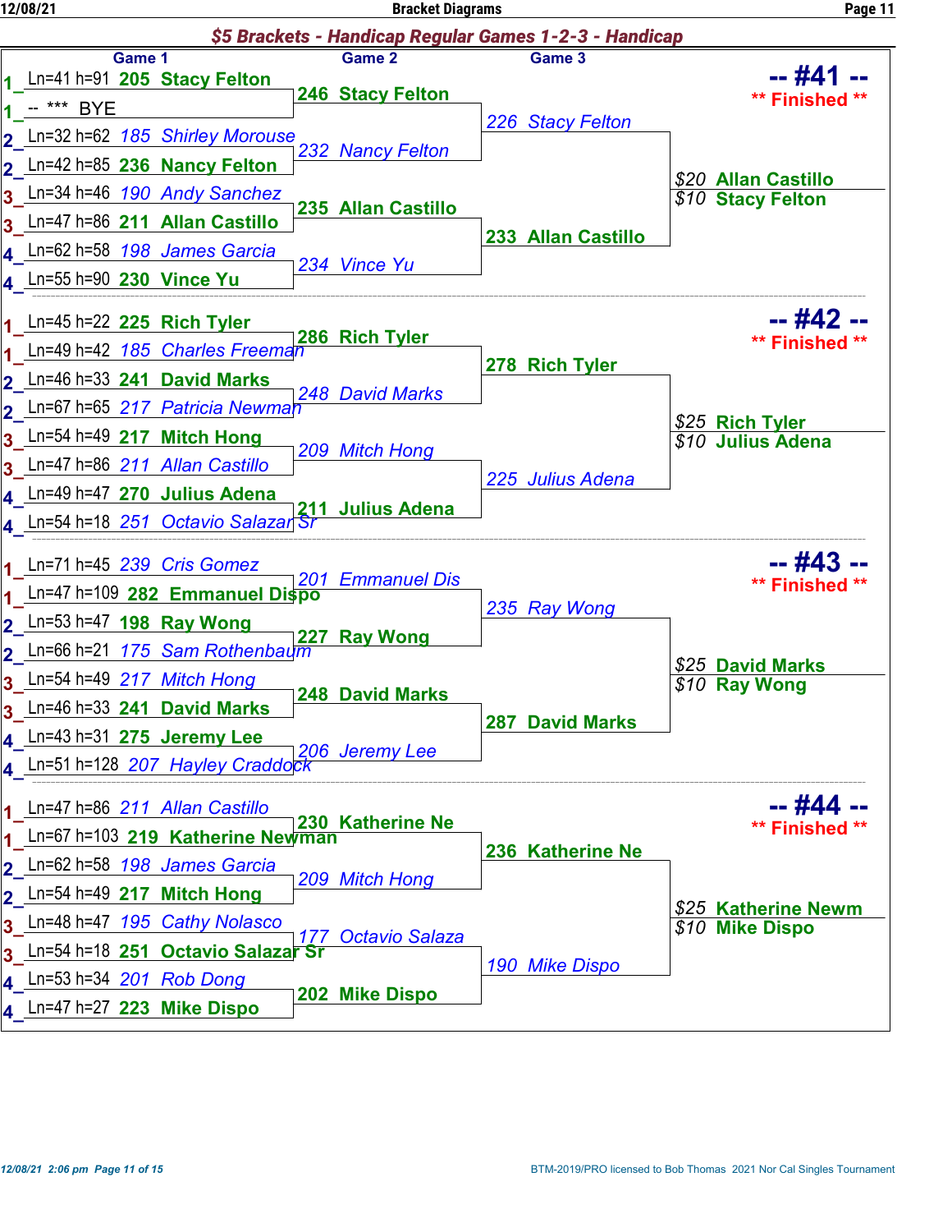## $5 Brackets - Handicap Regular Games 1-2-3 - Handicap

### -- #41 -- ** Finished **

| Pair | Game 1 | Game 2 | Game 3 | Results |
|---|---|---|---|---|
| 1 | Ln=41 h=91 **205 Stacy Felton** | **246 Stacy Felton** | 226 Stacy Felton | $20 **Allan Castillo** |
| 1 | -- *** BYE | | | $10 **Stacy Felton** |
| 2 | Ln=32 h=62 185 Shirley Morouse | 232 Nancy Felton | | |
| 2 | Ln=42 h=85 **236 Nancy Felton** | | | |
| 3 | Ln=34 h=46 190 Andy Sanchez | **235 Allan Castillo** | **233 Allan Castillo** | |
| 3 | Ln=47 h=86 **211 Allan Castillo** | | | |
| 4 | Ln=62 h=58 198 James Garcia | 234 Vince Yu | | |
| 4 | Ln=55 h=90 **230 Vince Yu** | | | |

### -- #42 -- ** Finished **

| Pair | Game 1 | Game 2 | Game 3 | Results |
|---|---|---|---|---|
| 1 | Ln=45 h=22 **225 Rich Tyler** | **286 Rich Tyler** | **278 Rich Tyler** | $25 **Rich Tyler** |
| 1 | Ln=49 h=42 185 Charles Freeman | | | $10 **Julius Adena** |
| 2 | Ln=46 h=33 **241 David Marks** | 248 David Marks | | |
| 2 | Ln=67 h=65 217 Patricia Newman | | | |
| 3 | Ln=54 h=49 **217 Mitch Hong** | 209 Mitch Hong | 225 Julius Adena | |
| 3 | Ln=47 h=86 211 Allan Castillo | | | |
| 4 | Ln=49 h=47 **270 Julius Adena** | **211 Julius Adena** | | |
| 4 | Ln=54 h=18 251 Octavio Salazar Sr | | | |

### -- #43 -- ** Finished **

| Pair | Game 1 | Game 2 | Game 3 | Results |
|---|---|---|---|---|
| 1 | Ln=71 h=45 239 Cris Gomez | 201 Emmanuel Dis | 235 Ray Wong | $25 **David Marks** |
| 1 | Ln=47 h=109 **282 Emmanuel Dispo** | | | $10 **Ray Wong** |
| 2 | Ln=53 h=47 **198 Ray Wong** | **227 Ray Wong** | | |
| 2 | Ln=66 h=21 175 Sam Rothenbaum | | | |
| 3 | Ln=54 h=49 217 Mitch Hong | **248 David Marks** | **287 David Marks** | |
| 3 | Ln=46 h=33 **241 David Marks** | | | |
| 4 | Ln=43 h=31 **275 Jeremy Lee** | 206 Jeremy Lee | | |
| 4 | Ln=51 h=128 207 Hayley Craddock | | | |

### -- #44 -- ** Finished **

| Pair | Game 1 | Game 2 | Game 3 | Results |
|---|---|---|---|---|
| 1 | Ln=47 h=86 211 Allan Castillo | **230 Katherine Ne** | **236 Katherine Ne** | $25 **Katherine Newm** |
| 1 | Ln=67 h=103 **219 Katherine Newman** | | | $10 **Mike Dispo** |
| 2 | Ln=62 h=58 198 James Garcia | 209 Mitch Hong | | |
| 2 | Ln=54 h=49 **217 Mitch Hong** | | | |
| 3 | Ln=48 h=47 195 Cathy Nolasco | 177 Octavio Salaza | 190 Mike Dispo | |
| 3 | Ln=54 h=18 **251 Octavio Salazar Sr** | | | |
| 4 | Ln=53 h=34 201 Rob Dong | **202 Mike Dispo** | | |
| 4 | Ln=47 h=27 **223 Mike Dispo** | | | |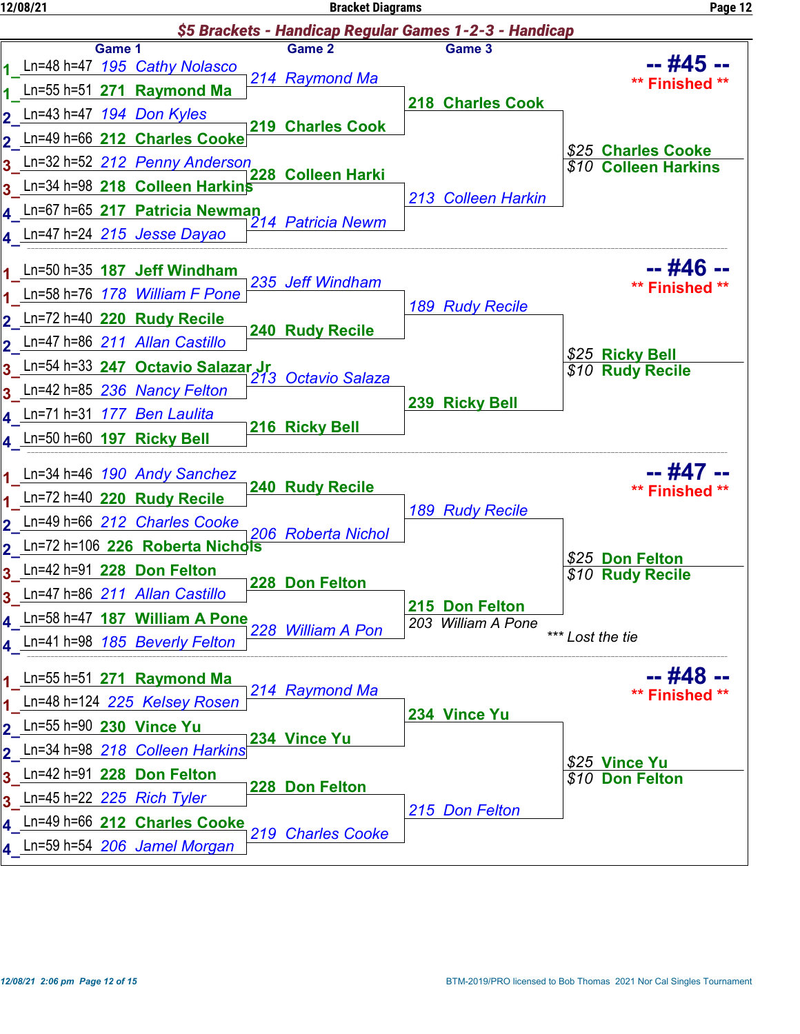## $5 Brackets - Handicap Regular Games 1-2-3 - Handicap

### -- #45 -- ** Finished **

| | Game 1 | Game 2 | Game 3 | |
|---|---|---|---|---|
| 1 | Ln=48 h=47 195 Cathy Nolasco | 214 Raymond Ma | 218 Charles Cook | $25 Charles Cooke |
| 1 | Ln=55 h=51 271 Raymond Ma | | | $10 Colleen Harkins |
| 2 | Ln=43 h=47 194 Don Kyles | 219 Charles Cook | | |
| 2 | Ln=49 h=66 212 Charles Cooke | | | |
| 3 | Ln=32 h=52 212 Penny Anderson | 228 Colleen Harki | 213 Colleen Harkin | |
| 3 | Ln=34 h=98 218 Colleen Harkins | | | |
| 4 | Ln=67 h=65 217 Patricia Newman | 214 Patricia Newm | | |
| 4 | Ln=47 h=24 215 Jesse Dayao | | | |

### -- #46 -- ** Finished **

| | Game 1 | Game 2 | Game 3 | |
|---|---|---|---|---|
| 1 | Ln=50 h=35 187 Jeff Windham | 235 Jeff Windham | 189 Rudy Recile | $25 Ricky Bell |
| 1 | Ln=58 h=76 178 William F Pone | | | $10 Rudy Recile |
| 2 | Ln=72 h=40 220 Rudy Recile | 240 Rudy Recile | | |
| 2 | Ln=47 h=86 211 Allan Castillo | | | |
| 3 | Ln=54 h=33 247 Octavio Salazar Jr | 213 Octavio Salaza | 239 Ricky Bell | |
| 3 | Ln=42 h=85 236 Nancy Felton | | | |
| 4 | Ln=71 h=31 177 Ben Laulita | 216 Ricky Bell | | |
| 4 | Ln=50 h=60 197 Ricky Bell | | | |

### -- #47 -- ** Finished **

| | Game 1 | Game 2 | Game 3 | |
|---|---|---|---|---|
| 1 | Ln=34 h=46 190 Andy Sanchez | 240 Rudy Recile | 189 Rudy Recile | $25 Don Felton |
| 1 | Ln=72 h=40 220 Rudy Recile | | | $10 Rudy Recile |
| 2 | Ln=49 h=66 212 Charles Cooke | 206 Roberta Nichol | | |
| 2 | Ln=72 h=106 226 Roberta Nichols | | | |
| 3 | Ln=42 h=91 228 Don Felton | 228 Don Felton | 215 Don Felton | |
| 3 | Ln=47 h=86 211 Allan Castillo | | 203 William A Pone | *** Lost the tie |
| 4 | Ln=58 h=47 187 William A Pone | 228 William A Pon | | |
| 4 | Ln=41 h=98 185 Beverly Felton | | | |

### -- #48 -- ** Finished **

| | Game 1 | Game 2 | Game 3 | |
|---|---|---|---|---|
| 1 | Ln=55 h=51 271 Raymond Ma | 214 Raymond Ma | 234 Vince Yu | $25 Vince Yu |
| 1 | Ln=48 h=124 225 Kelsey Rosen | | | $10 Don Felton |
| 2 | Ln=55 h=90 230 Vince Yu | 234 Vince Yu | | |
| 2 | Ln=34 h=98 218 Colleen Harkins | | | |
| 3 | Ln=42 h=91 228 Don Felton | 228 Don Felton | 215 Don Felton | |
| 3 | Ln=45 h=22 225 Rich Tyler | | | |
| 4 | Ln=49 h=66 212 Charles Cooke | 219 Charles Cooke | | |
| 4 | Ln=59 h=54 206 Jamel Morgan | | | |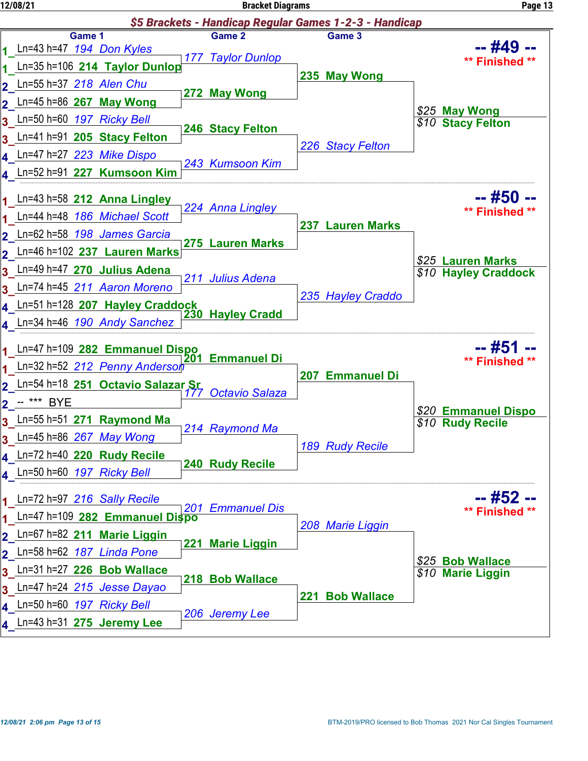## $5 Brackets - Handicap Regular Games 1-2-3 - Handicap

### -- #49 -- ** Finished **

| Game 1 | Game 2 | Game 3 |
| --- | --- | --- |
| 1 Ln=43 h=47 194 Don Kyles | | |
| 1 Ln=35 h=106 **214 Taylor Dunlop** | 177 Taylor Dunlop | |
| 2 Ln=55 h=37 218 Alen Chu | | **235 May Wong** |
| 2 Ln=45 h=86 **267 May Wong** | **272 May Wong** | |
| 3 Ln=50 h=60 197 Ricky Bell | | |
| 3 Ln=41 h=91 **205 Stacy Felton** | **246 Stacy Felton** | |
| 4 Ln=47 h=27 223 Mike Dispo | | 226 Stacy Felton |
| 4 Ln=52 h=91 **227 Kumsoon Kim** | 243 Kumsoon Kim | |

$25 **May Wong**
$10 **Stacy Felton**

### -- #50 -- ** Finished **

| Game 1 | Game 2 | Game 3 |
| --- | --- | --- |
| 1 Ln=43 h=58 **212 Anna Lingley** | | |
| 1 Ln=44 h=48 186 Michael Scott | 224 Anna Lingley | |
| 2 Ln=62 h=58 198 James Garcia | | **237 Lauren Marks** |
| 2 Ln=46 h=102 **237 Lauren Marks** | **275 Lauren Marks** | |
| 3 Ln=49 h=47 **270 Julius Adena** | | |
| 3 Ln=74 h=45 211 Aaron Moreno | 211 Julius Adena | |
| 4 Ln=51 h=128 **207 Hayley Craddock** | | 235 Hayley Craddo |
| 4 Ln=34 h=46 190 Andy Sanchez | **230 Hayley Cradd** | |

$25 **Lauren Marks**
$10 **Hayley Craddock**

### -- #51 -- ** Finished **

| Game 1 | Game 2 | Game 3 |
| --- | --- | --- |
| 1 Ln=47 h=109 **282 Emmanuel Dispo** | | |
| 1 Ln=32 h=52 212 Penny Anderson | **201 Emmanuel Di** | |
| 2 Ln=54 h=18 **251 Octavio Salazar Sr** | | **207 Emmanuel Di** |
| 2 -- *** BYE | 177 Octavio Salaza | |
| 3 Ln=55 h=51 **271 Raymond Ma** | | |
| 3 Ln=45 h=86 267 May Wong | 214 Raymond Ma | |
| 4 Ln=72 h=40 **220 Rudy Recile** | | 189 Rudy Recile |
| 4 Ln=50 h=60 197 Ricky Bell | **240 Rudy Recile** | |

$20 **Emmanuel Dispo**
$10 **Rudy Recile**

### -- #52 -- ** Finished **

| Game 1 | Game 2 | Game 3 |
| --- | --- | --- |
| 1 Ln=72 h=97 216 Sally Recile | | |
| 1 Ln=47 h=109 **282 Emmanuel Dispo** | 201 Emmanuel Dis | |
| 2 Ln=67 h=82 **211 Marie Liggin** | | 208 Marie Liggin |
| 2 Ln=58 h=62 187 Linda Pone | **221 Marie Liggin** | |
| 3 Ln=31 h=27 **226 Bob Wallace** | | |
| 3 Ln=47 h=24 215 Jesse Dayao | **218 Bob Wallace** | |
| 4 Ln=50 h=60 197 Ricky Bell | | **221 Bob Wallace** |
| 4 Ln=43 h=31 **275 Jeremy Lee** | 206 Jeremy Lee | |

$25 **Bob Wallace**
$10 **Marie Liggin**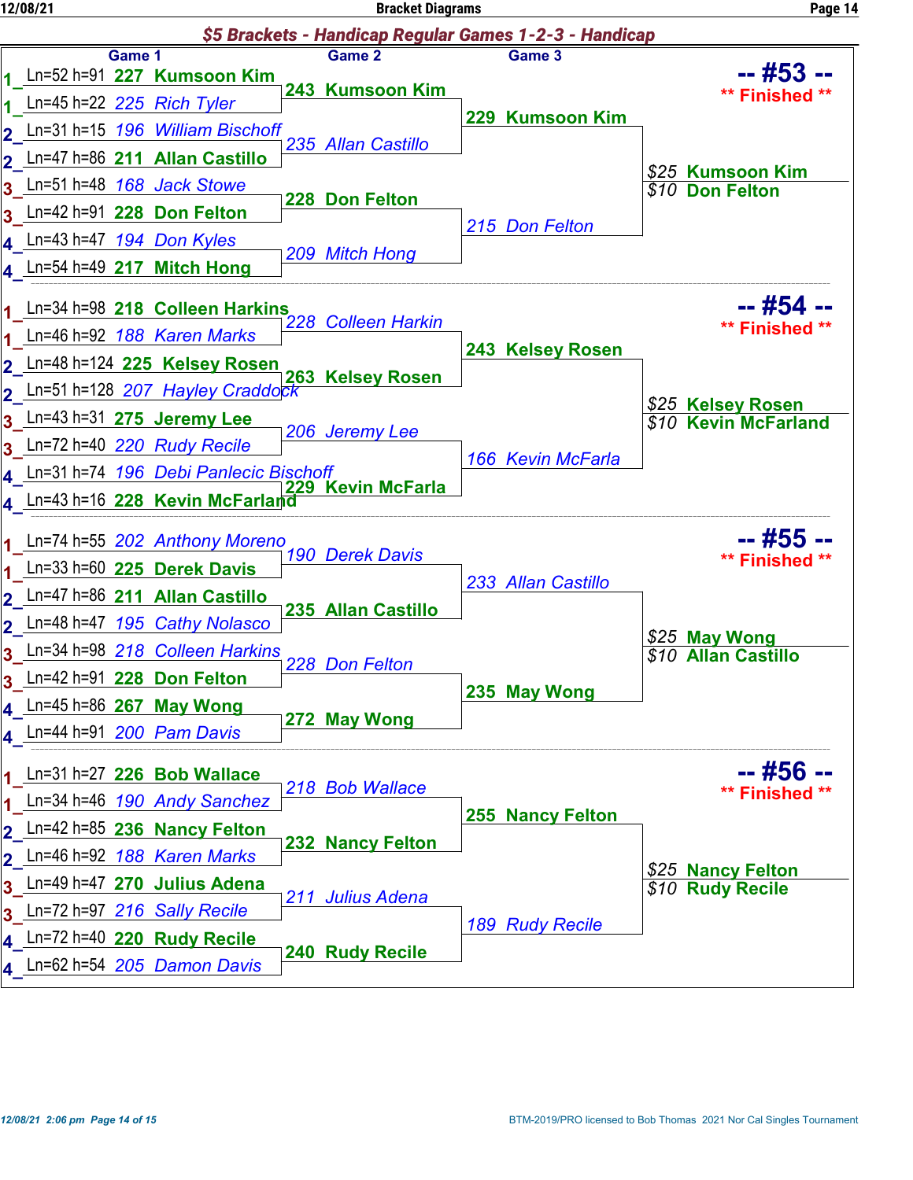## $5 Brackets - Handicap Regular Games 1-2-3 - Handicap

### -- #53 -- ** Finished **

| Lane | Ln/h | Game 1 | Game 2 | Game 3 | Result |
|---|---|---|---|---|---|
| 1 | Ln=52 h=91 | 227 Kumsoon Kim | 243 Kumsoon Kim | 229 Kumsoon Kim | $25 Kumsoon Kim |
| 1 | Ln=45 h=22 | 225 Rich Tyler | | | $10 Don Felton |
| 2 | Ln=31 h=15 | 196 William Bischoff | 235 Allan Castillo | | |
| 2 | Ln=47 h=86 | 211 Allan Castillo | | | |
| 3 | Ln=51 h=48 | 168 Jack Stowe | 228 Don Felton | 215 Don Felton | |
| 3 | Ln=42 h=91 | 228 Don Felton | | | |
| 4 | Ln=43 h=47 | 194 Don Kyles | 209 Mitch Hong | | |
| 4 | Ln=54 h=49 | 217 Mitch Hong | | | |

### -- #54 -- ** Finished **

| Lane | Ln/h | Game 1 | Game 2 | Game 3 | Result |
|---|---|---|---|---|---|
| 1 | Ln=34 h=98 | 218 Colleen Harkins | 228 Colleen Harkin | 243 Kelsey Rosen | $25 Kelsey Rosen |
| 1 | Ln=46 h=92 | 188 Karen Marks | | | $10 Kevin McFarland |
| 2 | Ln=48 h=124 | 225 Kelsey Rosen | 263 Kelsey Rosen | | |
| 2 | Ln=51 h=128 | 207 Hayley Craddock | | | |
| 3 | Ln=43 h=31 | 275 Jeremy Lee | 206 Jeremy Lee | 166 Kevin McFarla | |
| 3 | Ln=72 h=40 | 220 Rudy Recile | | | |
| 4 | Ln=31 h=74 | 196 Debi Panlecic Bischoff | 229 Kevin McFarla | | |
| 4 | Ln=43 h=16 | 228 Kevin McFarland | | | |

### -- #55 -- ** Finished **

| Lane | Ln/h | Game 1 | Game 2 | Game 3 | Result |
|---|---|---|---|---|---|
| 1 | Ln=74 h=55 | 202 Anthony Moreno | 190 Derek Davis | 233 Allan Castillo | $25 May Wong |
| 1 | Ln=33 h=60 | 225 Derek Davis | | | $10 Allan Castillo |
| 2 | Ln=47 h=86 | 211 Allan Castillo | 235 Allan Castillo | | |
| 2 | Ln=48 h=47 | 195 Cathy Nolasco | | | |
| 3 | Ln=34 h=98 | 218 Colleen Harkins | 228 Don Felton | 235 May Wong | |
| 3 | Ln=42 h=91 | 228 Don Felton | | | |
| 4 | Ln=45 h=86 | 267 May Wong | 272 May Wong | | |
| 4 | Ln=44 h=91 | 200 Pam Davis | | | |

### -- #56 -- ** Finished **

| Lane | Ln/h | Game 1 | Game 2 | Game 3 | Result |
|---|---|---|---|---|---|
| 1 | Ln=31 h=27 | 226 Bob Wallace | 218 Bob Wallace | 255 Nancy Felton | $25 Nancy Felton |
| 1 | Ln=34 h=46 | 190 Andy Sanchez | | | $10 Rudy Recile |
| 2 | Ln=42 h=85 | 236 Nancy Felton | 232 Nancy Felton | | |
| 2 | Ln=46 h=92 | 188 Karen Marks | | | |
| 3 | Ln=49 h=47 | 270 Julius Adena | 211 Julius Adena | 189 Rudy Recile | |
| 3 | Ln=72 h=97 | 216 Sally Recile | | | |
| 4 | Ln=72 h=40 | 220 Rudy Recile | 240 Rudy Recile | | |
| 4 | Ln=62 h=54 | 205 Damon Davis | | | |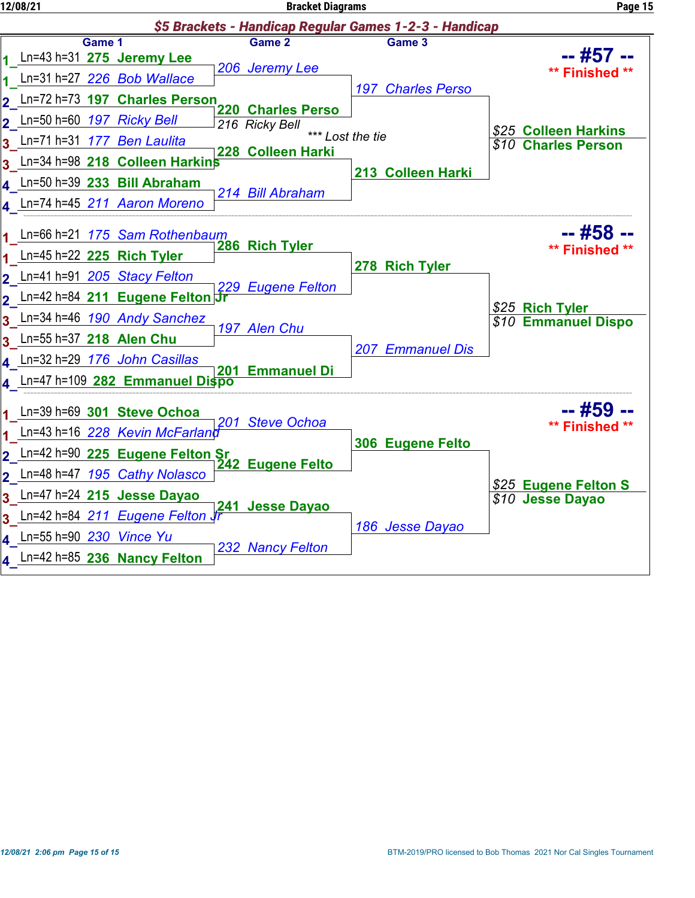## $5 Brackets - Handicap Regular Games 1-2-3 - Handicap

### -- #57 --
**** Finished ****

| Game 1 | Game 2 | Game 3 | |
|---|---|---|---|
| 1 Ln=43 h=31 **275 Jeremy Lee** | | | |
| 1 Ln=31 h=27 226 Bob Wallace | 206 Jeremy Lee | | |
| 2 Ln=72 h=73 **197 Charles Person** | | 197 Charles Perso | |
| 2 Ln=50 h=60 197 Ricky Bell | **220 Charles Perso** | | |
| | 216 Ricky Bell *** Lost the tie | | $25 **Colleen Harkins** |
| 3 Ln=71 h=31 177 Ben Laulita | | | $10 **Charles Person** |
| 3 Ln=34 h=98 **218 Colleen Harkins** | **228 Colleen Harki** | | |
| 4 Ln=50 h=39 **233 Bill Abraham** | | **213 Colleen Harki** | |
| 4 Ln=74 h=45 211 Aaron Moreno | 214 Bill Abraham | | |

### -- #58 --
**** Finished ****

| Game 1 | Game 2 | Game 3 | |
|---|---|---|---|
| 1 Ln=66 h=21 175 Sam Rothenbaum | | | |
| 1 Ln=45 h=22 **225 Rich Tyler** | **286 Rich Tyler** | | |
| 2 Ln=41 h=91 205 Stacy Felton | | **278 Rich Tyler** | |
| 2 Ln=42 h=84 **211 Eugene Felton Jr** | 229 Eugene Felton | | |
| 3 Ln=34 h=46 190 Andy Sanchez | | | $25 **Rich Tyler** |
| 3 Ln=55 h=37 **218 Alen Chu** | 197 Alen Chu | | $10 **Emmanuel Dispo** |
| 4 Ln=32 h=29 176 John Casillas | | 207 Emmanuel Dis | |
| 4 Ln=47 h=109 **282 Emmanuel Dispo** | **201 Emmanuel Di** | | |

### -- #59 --
**** Finished ****

| Game 1 | Game 2 | Game 3 | |
|---|---|---|---|
| 1 Ln=39 h=69 **301 Steve Ochoa** | 201 Steve Ochoa | | |
| 1 Ln=43 h=16 228 Kevin McFarland | | **306 Eugene Felto** | |
| 2 Ln=42 h=90 **225 Eugene Felton Sr** | **242 Eugene Felto** | | |
| 2 Ln=48 h=47 195 Cathy Nolasco | | | $25 **Eugene Felton S** |
| 3 Ln=47 h=24 **215 Jesse Dayao** | **241 Jesse Dayao** | | $10 **Jesse Dayao** |
| 3 Ln=42 h=84 211 Eugene Felton Jr | | 186 Jesse Dayao | |
| 4 Ln=55 h=90 230 Vince Yu | 232 Nancy Felton | | |
| 4 Ln=42 h=85 **236 Nancy Felton** | | | |

12/08/21 2:06 pm

BTM-2019/PRO licensed to Bob Thomas 2021 Nor Cal Singles Tournament